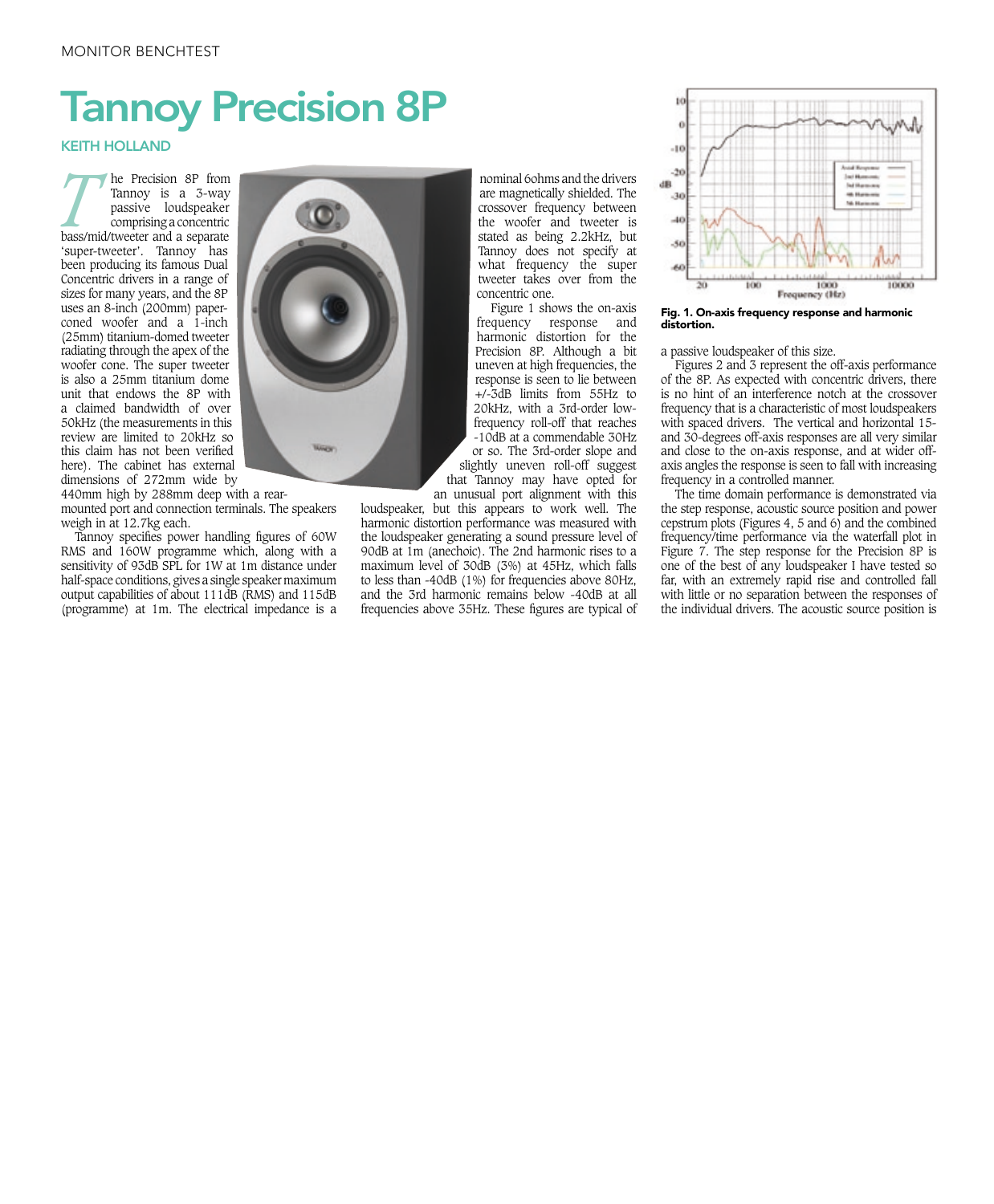MONITOR BENCHTEST

# Tannoy Precision 8P

**KEITH HOLLAND**

The Precision 8P from Tannoy is a 3-way passive loudspeaker comprising a concentric bass/mid/tweeter and a separate 'super-tweeter'. Tannoy has been producing its famous Dual Concentric drivers in a range of sizes for many years, and the 8P uses an 8-inch (200mm) paper-coned woofer and a 1-inch (25mm) titanium-domed tweeter radiating through the apex of the woofer cone. The super tweeter is also a 25mm titanium dome unit that endows the 8P with a claimed bandwidth of over 50kHz (the measurements in this review are limited to 20kHz so this claim has not been verified here). The cabinet has external dimensions of 272mm wide by 440mm high by 288mm deep with a rear-mounted port and connection terminals. The speakers weigh in at 12.7kg each.

Tannoy specifies power handling figures of 60W RMS and 160W programme which, along with a sensitivity of 93dB SPL for 1W at 1m distance under half-space conditions, gives a single speaker maximum output capabilities of about 111dB (RMS) and 115dB (programme) at 1m. The electrical impedance is a nominal 6ohms and the drivers are magnetically shielded. The crossover frequency between the woofer and tweeter is stated as being 2.2kHz, but Tannoy does not specify at what frequency the super tweeter takes over from the concentric one.

Figure 1 shows the on-axis frequency response and harmonic distortion for the Precision 8P. Although a bit uneven at high frequencies, the response is seen to lie between +/-3dB limits from 55Hz to 20kHz, with a 3rd-order low-frequency roll-off that reaches -10dB at a commendable 30Hz or so. The 3rd-order slope and slightly uneven roll-off suggest that Tannoy may have opted for an unusual port alignment with this loudspeaker, but this appears to work well. The harmonic distortion performance was measured with the loudspeaker generating a sound pressure level of 90dB at 1m (anechoic). The 2nd harmonic rises to a maximum level of 30dB (3%) at 45Hz, which falls to less than -40dB (1%) for frequencies above 80Hz, and the 3rd harmonic remains below -40dB at all frequencies above 35Hz. These figures are typical of a passive loudspeaker of this size.

**Fig. 1. On-axis frequency response and harmonic distortion.**

Figures 2 and 3 represent the off-axis performance of the 8P. As expected with concentric drivers, there is no hint of an interference notch at the crossover frequency that is a characteristic of most loudspeakers with spaced drivers. The vertical and horizontal 15- and 30-degrees off-axis responses are all very similar and close to the on-axis response, and at wider off-axis angles the response is seen to fall with increasing frequency in a controlled manner.

The time domain performance is demonstrated via the step response, acoustic source position and power cepstrum plots (Figures 4, 5 and 6) and the combined frequency/time performance via the waterfall plot in Figure 7. The step response for the Precision 8P is one of the best of any loudspeaker I have tested so far, with an extremely rapid rise and controlled fall with little or no separation between the responses of the individual drivers. The acoustic source position is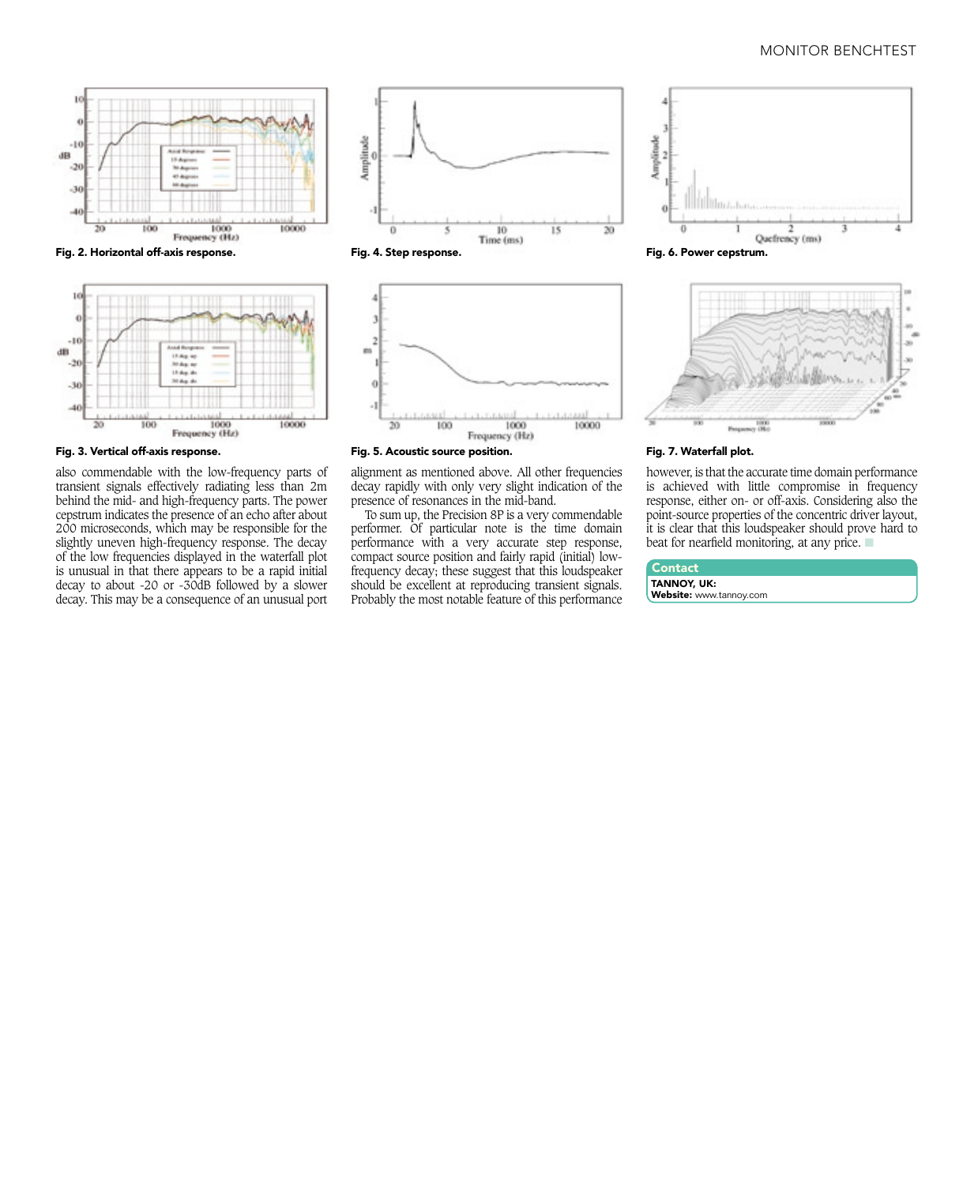Fig. 2. Horizontal off-axis response.

Fig. 4. Step response.

Fig. 6. Power cepstrum.

Fig. 3. Vertical off-axis response.

Fig. 5. Acoustic source position.

Fig. 7. Waterfall plot.

also commendable with the low-frequency parts of transient signals effectively radiating less than 2m behind the mid- and high-frequency parts. The power cepstrum indicates the presence of an echo after about 200 microseconds, which may be responsible for the slightly uneven high-frequency response. The decay of the low frequencies displayed in the waterfall plot is unusual in that there appears to be a rapid initial decay to about -20 or -30dB followed by a slower decay. This may be a consequence of an unusual port alignment as mentioned above. All other frequencies decay rapidly with only very slight indication of the presence of resonances in the mid-band.

To sum up, the Precision 8P is a very commendable performer. Of particular note is the time domain performance with a very accurate step response, compact source position and fairly rapid (initial) low-frequency decay; these suggest that this loudspeaker should be excellent at reproducing transient signals. Probably the most notable feature of this performance however, is that the accurate time domain performance is achieved with little compromise in frequency response, either on- or off-axis. Considering also the point-source properties of the concentric driver layout, it is clear that this loudspeaker should prove hard to beat for nearfield monitoring, at any price.

**Contact**

**TANNOY, UK:**
**Website:** www.tannoy.com